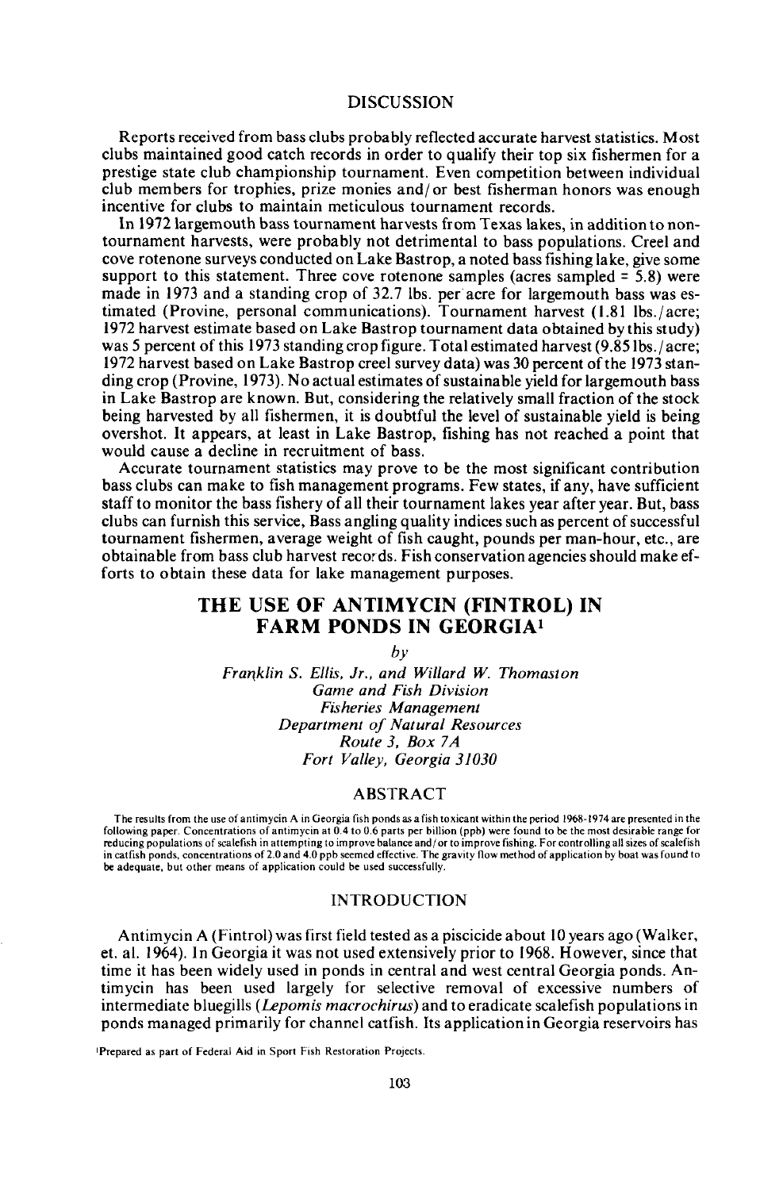## DISCUSSION

Reports received from bass clubs probably reflected accurate harvest statistics. Most clubs maintained good catch records in order to qualify their top six fishermen for a prestige state club championship tournament. Even competition between individual club members for trophies, prize monies and/or best fisherman honors was enough incentive for clubs to maintain meticulous tournament records.

In 1972 largemouth bass tournament harvests from Texas lakes, in addition to non-tournament harvests, were probably not detrimental to bass populations. Creel and cove rotenone surveys conducted on Lake Bastrop, a noted bass fishing lake, give some support to this statement. Three cove rotenone samples (acres sampled = 5.8) were made in 1973 and a standing crop of 32.7 lbs. per acre for largemouth bass was estimated (Provine, personal communications). Tournament harvest (1.81 lbs./acre; 1972 harvest estimate based on Lake Bastrop tournament data obtained by this study) was 5 percent of this 1973 standing crop figure. Total estimated harvest (9.85 lbs./acre; 1972 harvest based on Lake Bastrop creel survey data) was 30 percent of the 1973 standing crop (Provine, 1973). No actual estimates of sustainable yield for largemouth bass in Lake Bastrop are known. But, considering the relatively small fraction of the stock being harvested by all fishermen, it is doubtful the level of sustainable yield is being overshot. It appears, at least in Lake Bastrop, fishing has not reached a point that would cause a decline in recruitment of bass.

Accurate tournament statistics may prove to be the most significant contribution bass clubs can make to fish management programs. Few states, if any, have sufficient staff to monitor the bass fishery of all their tournament lakes year after year. But, bass clubs can furnish this service, Bass angling quality indices such as percent of successful tournament fishermen, average weight of fish caught, pounds per man-hour, etc., are obtainable from bass club harvest records. Fish conservation agencies should make efforts to obtain these data for lake management purposes.

# THE USE OF ANTIMYCIN (FINTROL) IN FARM PONDS IN GEORGIA[1]

*by*

*Franklin S. Ellis, Jr., and Willard W. Thomaston*
*Game and Fish Division*
*Fisheries Management*
*Department of Natural Resources*
*Route 3, Box 7A*
*Fort Valley, Georgia 31030*

## ABSTRACT

The results from the use of antimycin A in Georgia fish ponds as a fish toxicant within the period 1968-1974 are presented in the following paper. Concentrations of antimycin at 0.4 to 0.6 parts per billion (ppb) were found to be the most desirable range for reducing populations of scalefish in attempting to improve balance and/or to improve fishing. For controlling all sizes of scalefish in catfish ponds, concentrations of 2.0 and 4.0 ppb seemed effective. The gravity flow method of application by boat was found to be adequate, but other means of application could be used successfully.

## INTRODUCTION

Antimycin A (Fintrol) was first field tested as a piscicide about 10 years ago (Walker, et. al. 1964). In Georgia it was not used extensively prior to 1968. However, since that time it has been widely used in ponds in central and west central Georgia ponds. Antimycin has been used largely for selective removal of excessive numbers of intermediate bluegills (*Lepomis macrochirus*) and to eradicate scalefish populations in ponds managed primarily for channel catfish. Its application in Georgia reservoirs has

[1]Prepared as part of Federal Aid in Sport Fish Restoration Projects.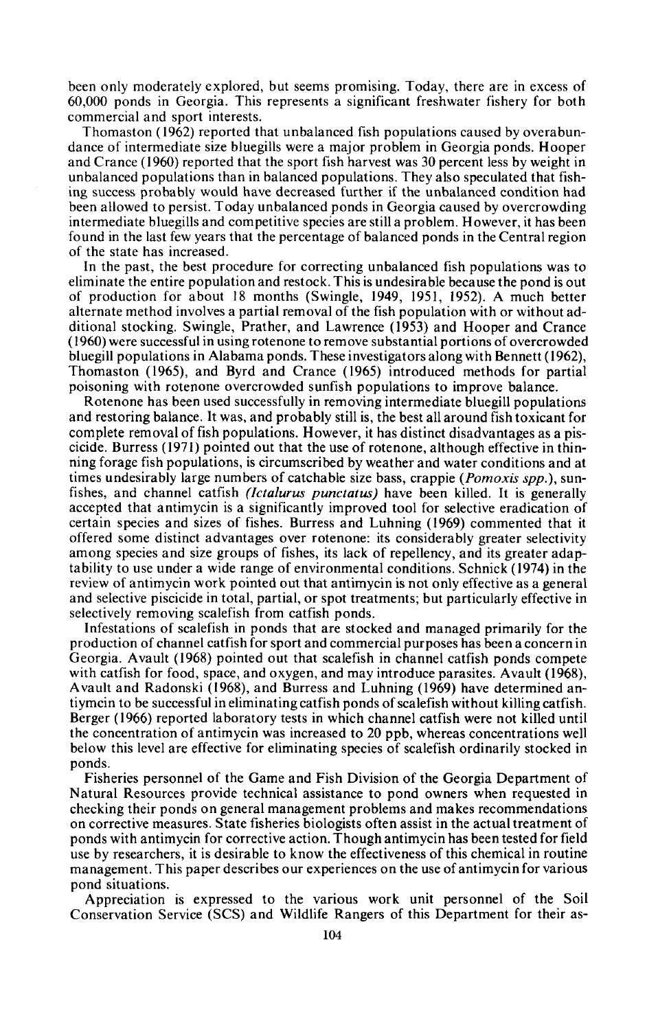been only moderately explored, but seems promising. Today, there are in excess of 60,000 ponds in Georgia. This represents a significant freshwater fishery for both commercial and sport interests.

Thomaston (1962) reported that unbalanced fish populations caused by overabundance of intermediate size bluegills were a major problem in Georgia ponds. Hooper and Crance (1960) reported that the sport fish harvest was 30 percent less by weight in unbalanced populations than in balanced populations. They also speculated that fishing success probably would have decreased further if the unbalanced condition had been allowed to persist. Today unbalanced ponds in Georgia caused by overcrowding intermediate bluegills and competitive species are still a problem. However, it has been found in the last few years that the percentage of balanced ponds in the Central region of the state has increased.

In the past, the best procedure for correcting unbalanced fish populations was to eliminate the entire population and restock. This is undesirable because the pond is out of production for about 18 months (Swingle, 1949, 1951, 1952). A much better alternate method involves a partial removal of the fish population with or without additional stocking. Swingle, Prather, and Lawrence (1953) and Hooper and Crance (1960) were successful in using rotenone to remove substantial portions of overcrowded bluegill populations in Alabama ponds. These investigators along with Bennett (1962), Thomaston (1965), and Byrd and Crance (1965) introduced methods for partial poisoning with rotenone overcrowded sunfish populations to improve balance.

Rotenone has been used successfully in removing intermediate bluegill populations and restoring balance. It was, and probably still is, the best all around fish toxicant for complete removal of fish populations. However, it has distinct disadvantages as a piscicide. Burress (1971) pointed out that the use of rotenone, although effective in thinning forage fish populations, is circumscribed by weather and water conditions and at times undesirably large numbers of catchable size bass, crappie (*Pomoxis spp.*), sunfishes, and channel catfish (*Ictalurus punctatus*) have been killed. It is generally accepted that antimycin is a significantly improved tool for selective eradication of certain species and sizes of fishes. Burress and Luhning (1969) commented that it offered some distinct advantages over rotenone: its considerably greater selectivity among species and size groups of fishes, its lack of repellency, and its greater adaptability to use under a wide range of environmental conditions. Schnick (1974) in the review of antimycin work pointed out that antimycin is not only effective as a general and selective piscicide in total, partial, or spot treatments; but particularly effective in selectively removing scalefish from catfish ponds.

Infestations of scalefish in ponds that are stocked and managed primarily for the production of channel catfish for sport and commercial purposes has been a concern in Georgia. Avault (1968) pointed out that scalefish in channel catfish ponds compete with catfish for food, space, and oxygen, and may introduce parasites. Avault (1968), Avault and Radonski (1968), and Burress and Luhning (1969) have determined antiymcin to be successful in eliminating catfish ponds of scalefish without killing catfish. Berger (1966) reported laboratory tests in which channel catfish were not killed until the concentration of antimycin was increased to 20 ppb, whereas concentrations well below this level are effective for eliminating species of scalefish ordinarily stocked in ponds.

Fisheries personnel of the Game and Fish Division of the Georgia Department of Natural Resources provide technical assistance to pond owners when requested in checking their ponds on general management problems and makes recommendations on corrective measures. State fisheries biologists often assist in the actual treatment of ponds with antimycin for corrective action. Though antimycin has been tested for field use by researchers, it is desirable to know the effectiveness of this chemical in routine management. This paper describes our experiences on the use of antimycin for various pond situations.

Appreciation is expressed to the various work unit personnel of the Soil Conservation Service (SCS) and Wildlife Rangers of this Department for their as-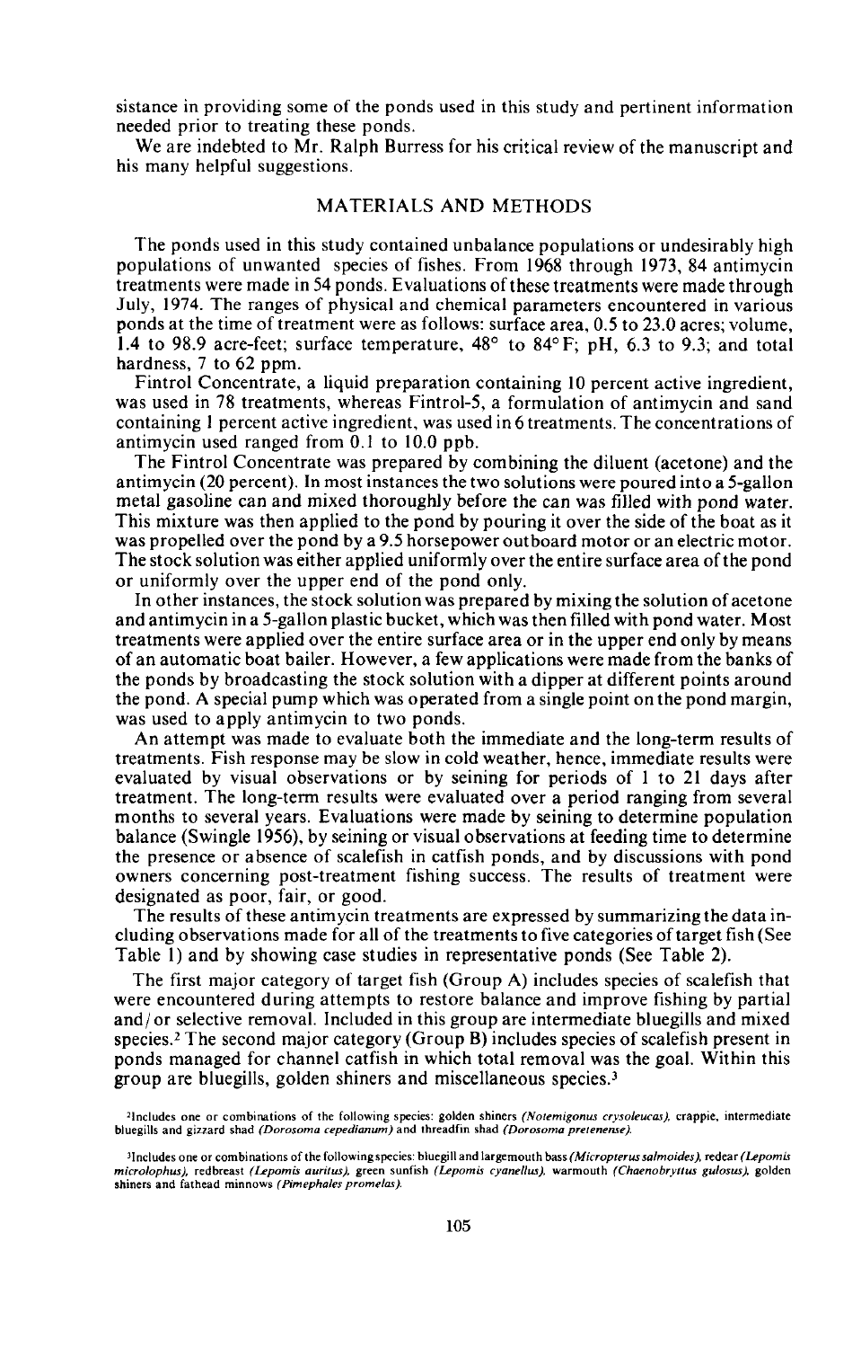sistance in providing some of the ponds used in this study and pertinent information needed prior to treating these ponds.

We are indebted to Mr. Ralph Burress for his critical review of the manuscript and his many helpful suggestions.

## MATERIALS AND METHODS

The ponds used in this study contained unbalance populations or undesirably high populations of unwanted species of fishes. From 1968 through 1973, 84 antimycin treatments were made in 54 ponds. Evaluations of these treatments were made through July, 1974. The ranges of physical and chemical parameters encountered in various ponds at the time of treatment were as follows: surface area, 0.5 to 23.0 acres; volume, 1.4 to 98.9 acre-feet; surface temperature, 48° to 84°F; pH, 6.3 to 9.3; and total hardness, 7 to 62 ppm.

Fintrol Concentrate, a liquid preparation containing 10 percent active ingredient, was used in 78 treatments, whereas Fintrol-5, a formulation of antimycin and sand containing 1 percent active ingredient, was used in 6 treatments. The concentrations of antimycin used ranged from 0.1 to 10.0 ppb.

The Fintrol Concentrate was prepared by combining the diluent (acetone) and the antimycin (20 percent). In most instances the two solutions were poured into a 5-gallon metal gasoline can and mixed thoroughly before the can was filled with pond water. This mixture was then applied to the pond by pouring it over the side of the boat as it was propelled over the pond by a 9.5 horsepower outboard motor or an electric motor. The stock solution was either applied uniformly over the entire surface area of the pond or uniformly over the upper end of the pond only.

In other instances, the stock solution was prepared by mixing the solution of acetone and antimycin in a 5-gallon plastic bucket, which was then filled with pond water. Most treatments were applied over the entire surface area or in the upper end only by means of an automatic boat bailer. However, a few applications were made from the banks of the ponds by broadcasting the stock solution with a dipper at different points around the pond. A special pump which was operated from a single point on the pond margin, was used to apply antimycin to two ponds.

An attempt was made to evaluate both the immediate and the long-term results of treatments. Fish response may be slow in cold weather, hence, immediate results were evaluated by visual observations or by seining for periods of 1 to 21 days after treatment. The long-term results were evaluated over a period ranging from several months to several years. Evaluations were made by seining to determine population balance (Swingle 1956), by seining or visual observations at feeding time to determine the presence or absence of scalefish in catfish ponds, and by discussions with pond owners concerning post-treatment fishing success. The results of treatment were designated as poor, fair, or good.

The results of these antimycin treatments are expressed by summarizing the data including observations made for all of the treatments to five categories of target fish (See Table 1) and by showing case studies in representative ponds (See Table 2).

The first major category of target fish (Group A) includes species of scalefish that were encountered during attempts to restore balance and improve fishing by partial and/or selective removal. Included in this group are intermediate bluegills and mixed species.[2] The second major category (Group B) includes species of scalefish present in ponds managed for channel catfish in which total removal was the goal. Within this group are bluegills, golden shiners and miscellaneous species.[3]

[2]Includes one or combinations of the following species: golden shiners *(Notemigonus crysoleucas)*, crappie, intermediate bluegills and gizzard shad *(Dorosoma cepedianum)* and threadfin shad *(Dorosoma petenense)*.

[3]Includes one or combinations of the following species: bluegill and largemouth bass *(Micropterus salmoides)*, redear *(Lepomis microlophus)*, redbreast *(Lepomis auritus)*, green sunfish *(Lepomis cyanellus)*, warmouth *(Chaenobryttus gulosus)*, golden shiners and fathead minnows *(Pimephales promelas)*.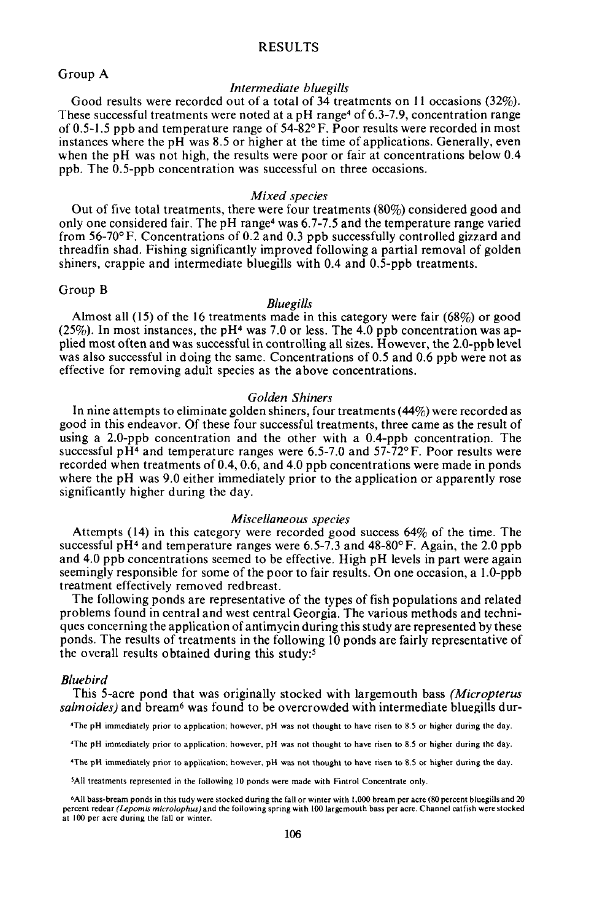## RESULTS

### Group A

#### *Intermediate bluegills*

Good results were recorded out of a total of 34 treatments on 11 occasions (32%). These successful treatments were noted at a pH range[4] of 6.3-7.9, concentration range of 0.5-1.5 ppb and temperature range of 54-82° F. Poor results were recorded in most instances where the pH was 8.5 or higher at the time of applications. Generally, even when the pH was not high, the results were poor or fair at concentrations below 0.4 ppb. The 0.5-ppb concentration was successful on three occasions.

#### *Mixed species*

Out of five total treatments, there were four treatments (80%) considered good and only one considered fair. The pH range[4] was 6.7-7.5 and the temperature range varied from 56-70° F. Concentrations of 0.2 and 0.3 ppb successfully controlled gizzard and threadfin shad. Fishing significantly improved following a partial removal of golden shiners, crappie and intermediate bluegills with 0.4 and 0.5-ppb treatments.

### Group B

#### *Bluegills*

Almost all (15) of the 16 treatments made in this category were fair (68%) or good (25%). In most instances, the pH[4] was 7.0 or less. The 4.0 ppb concentration was applied most often and was successful in controlling all sizes. However, the 2.0-ppb level was also successful in doing the same. Concentrations of 0.5 and 0.6 ppb were not as effective for removing adult species as the above concentrations.

#### *Golden Shiners*

In nine attempts to eliminate golden shiners, four treatments (44%) were recorded as good in this endeavor. Of these four successful treatments, three came as the result of using a 2.0-ppb concentration and the other with a 0.4-ppb concentration. The successful pH[4] and temperature ranges were 6.5-7.0 and 57-72° F. Poor results were recorded when treatments of 0.4, 0.6, and 4.0 ppb concentrations were made in ponds where the pH was 9.0 either immediately prior to the application or apparently rose significantly higher during the day.

#### *Miscellaneous species*

Attempts (14) in this category were recorded good success 64% of the time. The successful pH[4] and temperature ranges were 6.5-7.3 and 48-80° F. Again, the 2.0 ppb and 4.0 ppb concentrations seemed to be effective. High pH levels in part were again seemingly responsible for some of the poor to fair results. On one occasion, a 1.0-ppb treatment effectively removed redbreast.

The following ponds are representative of the types of fish populations and related problems found in central and west central Georgia. The various methods and techniques concerning the application of antimycin during this study are represented by these ponds. The results of treatments in the following 10 ponds are fairly representative of the overall results obtained during this study:[5]

#### *Bluebird*

This 5-acre pond that was originally stocked with largemouth bass *(Micropterus salmoides)* and bream[6] was found to be overcrowded with intermediate bluegills dur-

---

[4]The pH immediately prior to application; however, pH was not thought to have risen to 8.5 or higher during the day.

[4]The pH immediately prior to application; however, pH was not thought to have risen to 8.5 or higher during the day.

[4]The pH immediately prior to application; however, pH was not thought to have risen to 8.5 or higher during the day.

[5]All treatments represented in the following 10 ponds were made with Fintrol Concentrate only.

[6]All bass-bream ponds in this tudy were stocked during the fall or winter with 1,000 bream per acre (80 percent bluegills and 20 percent redear *(Lepomis microlophus)* and the following spring with 100 largemouth bass per acre. Channel catfish were stocked at 100 per acre during the fall or winter.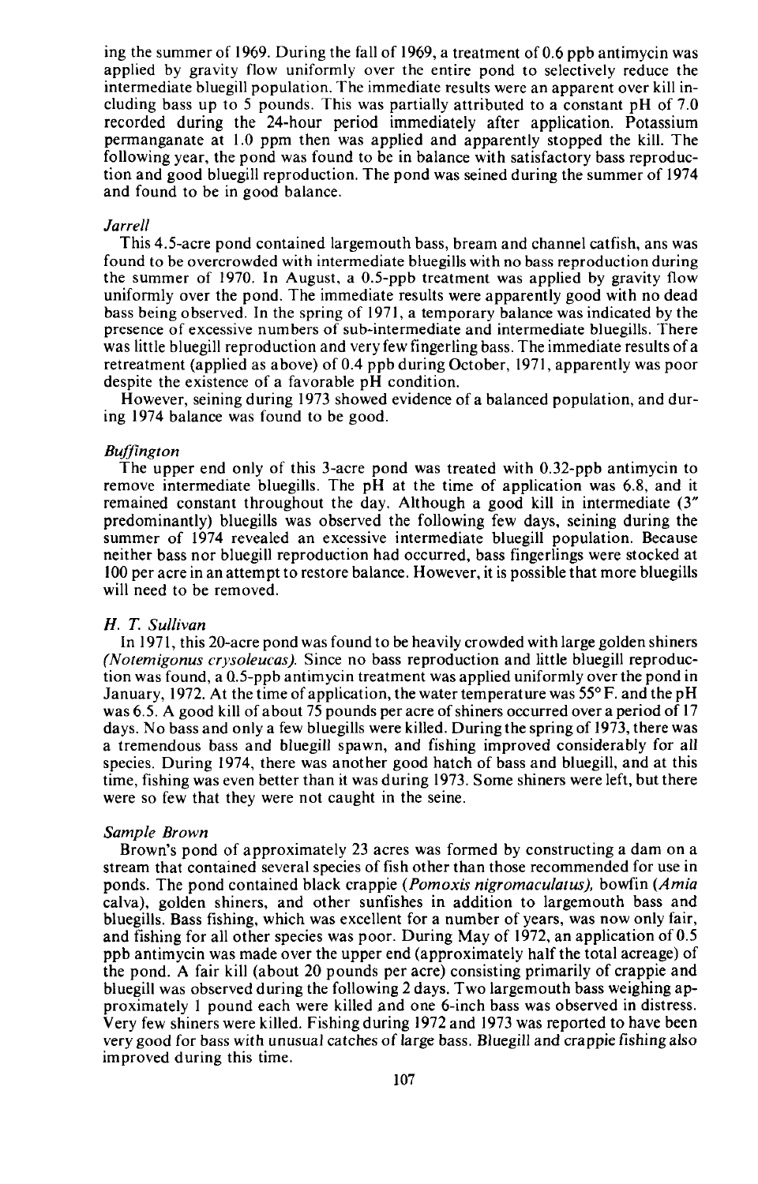ing the summer of 1969. During the fall of 1969, a treatment of 0.6 ppb antimycin was applied by gravity flow uniformly over the entire pond to selectively reduce the intermediate bluegill population. The immediate results were an apparent over kill including bass up to 5 pounds. This was partially attributed to a constant pH of 7.0 recorded during the 24-hour period immediately after application. Potassium permanganate at 1.0 ppm then was applied and apparently stopped the kill. The following year, the pond was found to be in balance with satisfactory bass reproduction and good bluegill reproduction. The pond was seined during the summer of 1974 and found to be in good balance.

### *Jarrell*

This 4.5-acre pond contained largemouth bass, bream and channel catfish, ans was found to be overcrowded with intermediate bluegills with no bass reproduction during the summer of 1970. In August, a 0.5-ppb treatment was applied by gravity flow uniformly over the pond. The immediate results were apparently good with no dead bass being observed. In the spring of 1971, a temporary balance was indicated by the presence of excessive numbers of sub-intermediate and intermediate bluegills. There was little bluegill reproduction and very few fingerling bass. The immediate results of a retreatment (applied as above) of 0.4 ppb during October, 1971, apparently was poor despite the existence of a favorable pH condition.

However, seining during 1973 showed evidence of a balanced population, and during 1974 balance was found to be good.

### *Buffington*

The upper end only of this 3-acre pond was treated with 0.32-ppb antimycin to remove intermediate bluegills. The pH at the time of application was 6.8, and it remained constant throughout the day. Although a good kill in intermediate (3" predominantly) bluegills was observed the following few days, seining during the summer of 1974 revealed an excessive intermediate bluegill population. Because neither bass nor bluegill reproduction had occurred, bass fingerlings were stocked at 100 per acre in an attempt to restore balance. However, it is possible that more bluegills will need to be removed.

### *H. T. Sullivan*

In 1971, this 20-acre pond was found to be heavily crowded with large golden shiners (*Notemigonus crysoleucas*). Since no bass reproduction and little bluegill reproduction was found, a 0.5-ppb antimycin treatment was applied uniformly over the pond in January, 1972. At the time of application, the water temperature was 55° F. and the pH was 6.5. A good kill of about 75 pounds per acre of shiners occurred over a period of 17 days. No bass and only a few bluegills were killed. During the spring of 1973, there was a tremendous bass and bluegill spawn, and fishing improved considerably for all species. During 1974, there was another good hatch of bass and bluegill, and at this time, fishing was even better than it was during 1973. Some shiners were left, but there were so few that they were not caught in the seine.

### *Sample Brown*

Brown's pond of approximately 23 acres was formed by constructing a dam on a stream that contained several species of fish other than those recommended for use in ponds. The pond contained black crappie (*Pomoxis nigromaculatus*), bowfin (*Amia* calva), golden shiners, and other sunfishes in addition to largemouth bass and bluegills. Bass fishing, which was excellent for a number of years, was now only fair, and fishing for all other species was poor. During May of 1972, an application of 0.5 ppb antimycin was made over the upper end (approximately half the total acreage) of the pond. A fair kill (about 20 pounds per acre) consisting primarily of crappie and bluegill was observed during the following 2 days. Two largemouth bass weighing approximately 1 pound each were killed and one 6-inch bass was observed in distress. Very few shiners were killed. Fishing during 1972 and 1973 was reported to have been very good for bass with unusual catches of large bass. Bluegill and crappie fishing also improved during this time.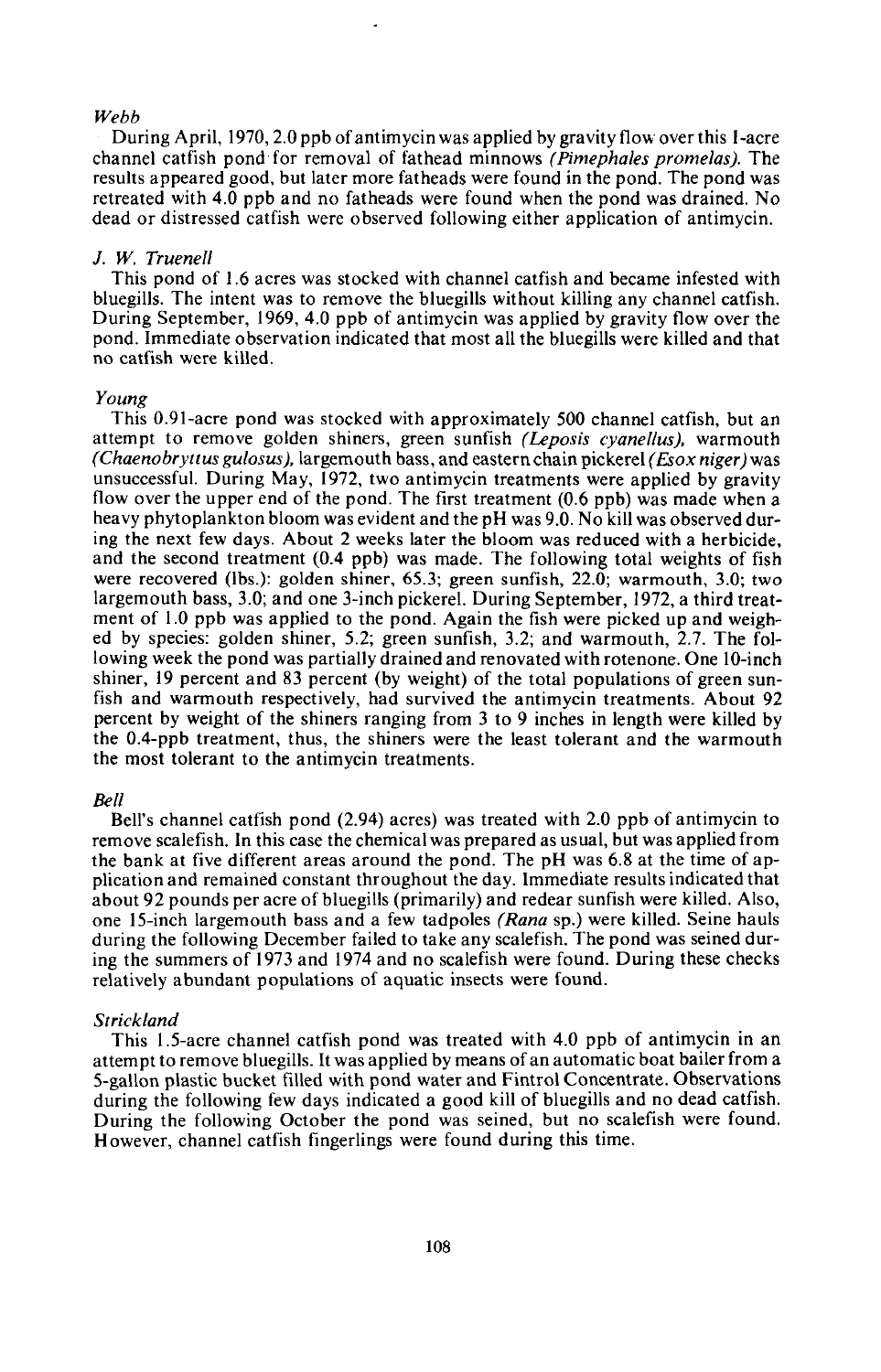### *Webb*

During April, 1970, 2.0 ppb of antimycin was applied by gravity flow over this 1-acre channel catfish pond for removal of fathead minnows *(Pimephales promelas)*. The results appeared good, but later more fatheads were found in the pond. The pond was retreated with 4.0 ppb and no fatheads were found when the pond was drained. No dead or distressed catfish were observed following either application of antimycin.

### *J. W. Truenell*

This pond of 1.6 acres was stocked with channel catfish and became infested with bluegills. The intent was to remove the bluegills without killing any channel catfish. During September, 1969, 4.0 ppb of antimycin was applied by gravity flow over the pond. Immediate observation indicated that most all the bluegills were killed and that no catfish were killed.

### *Young*

This 0.91-acre pond was stocked with approximately 500 channel catfish, but an attempt to remove golden shiners, green sunfish *(Leposis cyanellus)*, warmouth *(Chaenobryttus gulosus)*, largemouth bass, and eastern chain pickerel *(Esox niger)* was unsuccessful. During May, 1972, two antimycin treatments were applied by gravity flow over the upper end of the pond. The first treatment (0.6 ppb) was made when a heavy phytoplankton bloom was evident and the pH was 9.0. No kill was observed during the next few days. About 2 weeks later the bloom was reduced with a herbicide, and the second treatment (0.4 ppb) was made. The following total weights of fish were recovered (lbs.): golden shiner, 65.3; green sunfish, 22.0; warmouth, 3.0; two largemouth bass, 3.0; and one 3-inch pickerel. During September, 1972, a third treatment of 1.0 ppb was applied to the pond. Again the fish were picked up and weighed by species: golden shiner, 5.2; green sunfish, 3.2; and warmouth, 2.7. The following week the pond was partially drained and renovated with rotenone. One 10-inch shiner, 19 percent and 83 percent (by weight) of the total populations of green sunfish and warmouth respectively, had survived the antimycin treatments. About 92 percent by weight of the shiners ranging from 3 to 9 inches in length were killed by the 0.4-ppb treatment, thus, the shiners were the least tolerant and the warmouth the most tolerant to the antimycin treatments.

### *Bell*

Bell's channel catfish pond (2.94) acres) was treated with 2.0 ppb of antimycin to remove scalefish. In this case the chemical was prepared as usual, but was applied from the bank at five different areas around the pond. The pH was 6.8 at the time of application and remained constant throughout the day. Immediate results indicated that about 92 pounds per acre of bluegills (primarily) and redear sunfish were killed. Also, one 15-inch largemouth bass and a few tadpoles *(Rana* sp.) were killed. Seine hauls during the following December failed to take any scalefish. The pond was seined during the summers of 1973 and 1974 and no scalefish were found. During these checks relatively abundant populations of aquatic insects were found.

### *Strickland*

This 1.5-acre channel catfish pond was treated with 4.0 ppb of antimycin in an attempt to remove bluegills. It was applied by means of an automatic boat bailer from a 5-gallon plastic bucket filled with pond water and Fintrol Concentrate. Observations during the following few days indicated a good kill of bluegills and no dead catfish. During the following October the pond was seined, but no scalefish were found. However, channel catfish fingerlings were found during this time.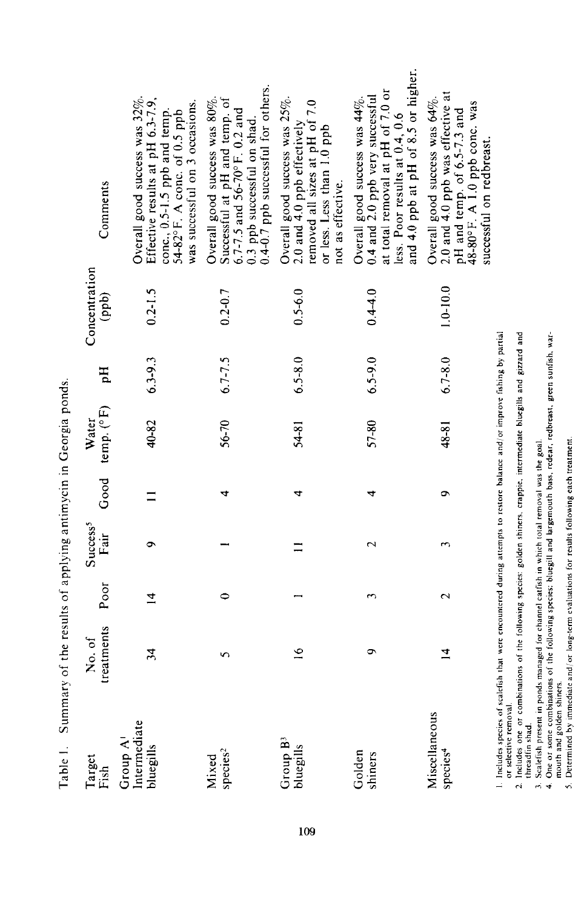Table 1. Summary of the results of applying antimycin in Georgia ponds.

| Target Fish | No. of treatments | Success[5] Poor | Fair | Good | Water temp. (°F) | pH | Concentration (ppb) | Comments |
|---|---|---|---|---|---|---|---|---|
| Group A[1] Intermediate bluegills | 34 | 14 | 9 | 11 | 40-82 | 6.3-9.3 | 0.2-1.5 | Overall good success was 32%. Effective results at pH 6.3-7.9, conc., 0.5-1.5 ppb and temp. 54-82°F. A conc. of 0.5 ppb was successful on 3 occasions. |
| Mixed species[2] | 5 | 0 | 1 | 4 | 56-70 | 6.7-7.5 | 0.2-0.7 | Overall good success was 80%. Successful at pH and temp. of 6.7-7.5 and 56-70°F. 0.2 and 0.3 ppb successful on shad. 0.4-0.7 ppb successful for others. |
| Group B[3] bluegills | 16 | 1 | 11 | 4 | 54-81 | 6.5-8.0 | 0.5-6.0 | Overall good success was 25%. 2.0 and 4.0 ppb effectively removed all sizes at pH of 7.0 or less. Less than 1.0 ppb not as effective. |
| Golden shiners | 9 | 3 | 2 | 4 | 57-80 | 6.5-9.0 | 0.4-4.0 | Overall good success was 44%. 0.4 and 2.0 ppb very successful at total removal at pH of 7.0 or less. Poor results at 0.4, 0.6 and 4.0 ppb at pH of 8.5 or higher. |
| Miscellaneous species[4] | 14 | 2 | 3 | 9 | 48-81 | 6.7-8.0 | 1.0-10.0 | Overall good success was 64%. 2.0 and 4.0 ppb was effective at pH and temp. of 6.5-7.3 and 48-80°F. A 1.0 ppb conc. was successful on redbreast. |

1. Includes species of scalefish that were encountered during attempts to restore balance and/or improve fishing by partial or selective removal.
2. Includes one or combinations of the following species: golden shiners, crappie, intermediate bluegills and gizzard and threadfin shad.
3. Scalefish present in ponds managed for channel catfish in which total removal was the goal.
4. One or some combinations of the following species: bluegill and largemouth bass, redear, redbreast, green sunfish, warmouth and golden shiners.
5. Determined by immediate and/or long-term evaluations for results following each treatment.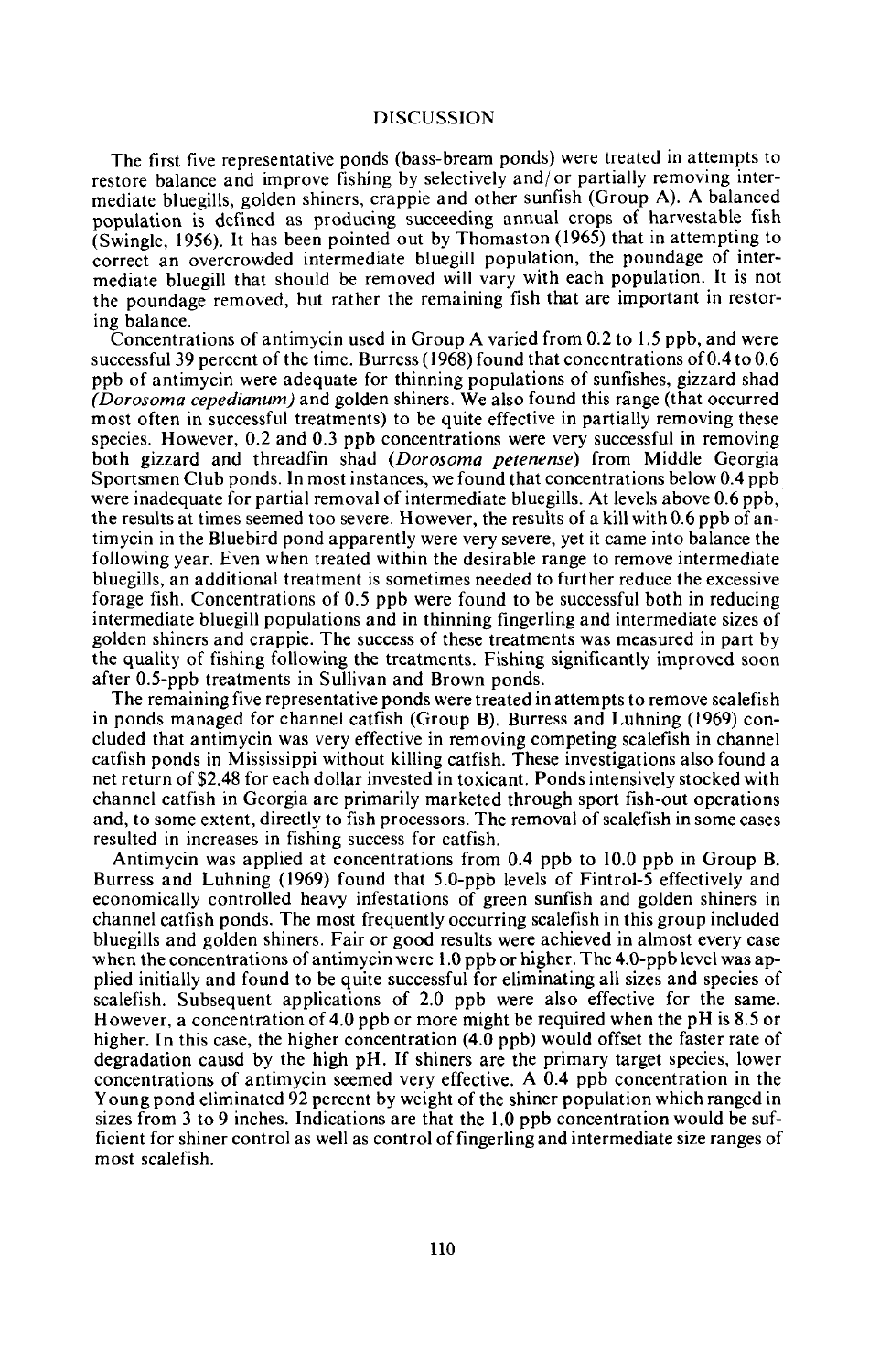## DISCUSSION

The first five representative ponds (bass-bream ponds) were treated in attempts to restore balance and improve fishing by selectively and/or partially removing intermediate bluegills, golden shiners, crappie and other sunfish (Group A). A balanced population is defined as producing succeeding annual crops of harvestable fish (Swingle, 1956). It has been pointed out by Thomaston (1965) that in attempting to correct an overcrowded intermediate bluegill population, the poundage of intermediate bluegill that should be removed will vary with each population. It is not the poundage removed, but rather the remaining fish that are important in restoring balance.

Concentrations of antimycin used in Group A varied from 0.2 to 1.5 ppb, and were successful 39 percent of the time. Burress (1968) found that concentrations of 0.4 to 0.6 ppb of antimycin were adequate for thinning populations of sunfishes, gizzard shad *(Dorosoma cepedianum)* and golden shiners. We also found this range (that occurred most often in successful treatments) to be quite effective in partially removing these species. However, 0.2 and 0.3 ppb concentrations were very successful in removing both gizzard and threadfin shad *(Dorosoma petenense)* from Middle Georgia Sportsmen Club ponds. In most instances, we found that concentrations below 0.4 ppb were inadequate for partial removal of intermediate bluegills. At levels above 0.6 ppb, the results at times seemed too severe. However, the results of a kill with 0.6 ppb of antimycin in the Bluebird pond apparently were very severe, yet it came into balance the following year. Even when treated within the desirable range to remove intermediate bluegills, an additional treatment is sometimes needed to further reduce the excessive forage fish. Concentrations of 0.5 ppb were found to be successful both in reducing intermediate bluegill populations and in thinning fingerling and intermediate sizes of golden shiners and crappie. The success of these treatments was measured in part by the quality of fishing following the treatments. Fishing significantly improved soon after 0.5-ppb treatments in Sullivan and Brown ponds.

The remaining five representative ponds were treated in attempts to remove scalefish in ponds managed for channel catfish (Group B). Burress and Luhning (1969) concluded that antimycin was very effective in removing competing scalefish in channel catfish ponds in Mississippi without killing catfish. These investigations also found a net return of $2.48 for each dollar invested in toxicant. Ponds intensively stocked with channel catfish in Georgia are primarily marketed through sport fish-out operations and, to some extent, directly to fish processors. The removal of scalefish in some cases resulted in increases in fishing success for catfish.

Antimycin was applied at concentrations from 0.4 ppb to 10.0 ppb in Group B. Burress and Luhning (1969) found that 5.0-ppb levels of Fintrol-5 effectively and economically controlled heavy infestations of green sunfish and golden shiners in channel catfish ponds. The most frequently occurring scalefish in this group included bluegills and golden shiners. Fair or good results were achieved in almost every case when the concentrations of antimycin were 1.0 ppb or higher. The 4.0-ppb level was applied initially and found to be quite successful for eliminating all sizes and species of scalefish. Subsequent applications of 2.0 ppb were also effective for the same. However, a concentration of 4.0 ppb or more might be required when the pH is 8.5 or higher. In this case, the higher concentration (4.0 ppb) would offset the faster rate of degradation causd by the high pH. If shiners are the primary target species, lower concentrations of antimycin seemed very effective. A 0.4 ppb concentration in the Young pond eliminated 92 percent by weight of the shiner population which ranged in sizes from 3 to 9 inches. Indications are that the 1.0 ppb concentration would be sufficient for shiner control as well as control of fingerling and intermediate size ranges of most scalefish.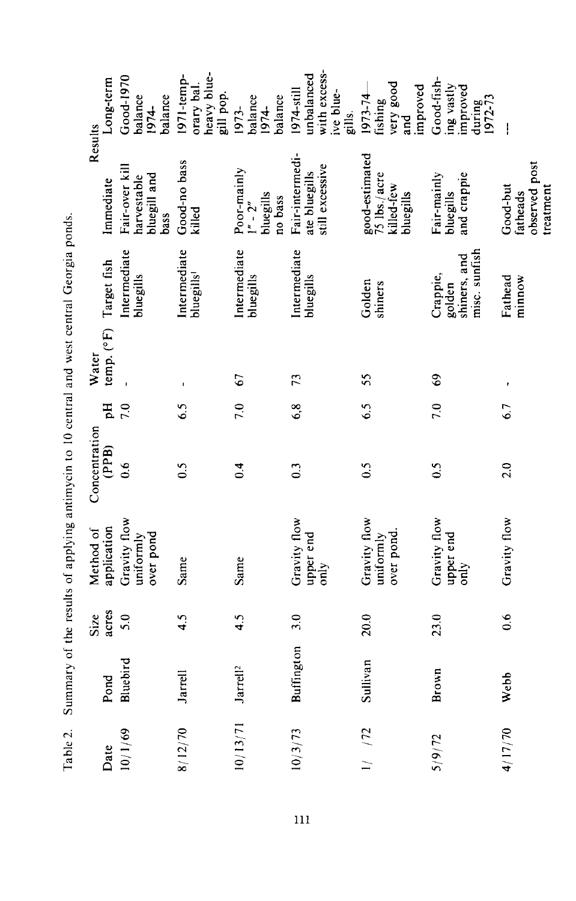Table 2. Summary of the results of applying antimycin to 10 central and west central Georgia ponds.

| Date | Pond | Size acres | Method of application | Concentration (PPB) | pH | Water temp. (°F) | Target fish | Results | |
|---|---|---|---|---|---|---|---|---|---|
| | | | | | | | | Immediate | Long-term |
| 10/1/69 | Bluebird | 5.0 | Gravity flow uniformly over pond | 0.6 | 7.0 | - | Intermediate bluegills | Fair-over kill harvestable bluegill and bass | Good-1970 balance 1974-balance |
| 8/12/70 | Jarrell | 4.5 | Same | 0.5 | 6.5 | - | Intermediate bluegills[1] | Good-no bass killed | 1971-temporary bal. heavy bluegill pop. |
| 10/13/71 | Jarrell[2] | 4.5 | Same | 0.4 | 7.0 | 67 | Intermediate bluegills | Poor-mainly 1" - 2" bluegills no bass | 1973-balance 1974-balance |
| 10/3/73 | Buffington | 3.0 | Gravity flow upper end only | 0.3 | 6.8 | 73 | Intermediate bluegills | Fair-intermediate bluegills still excessive | 1974-still unbalanced with excessive bluegills. |
| 1/ /72 | Sullivan | 20.0 | Gravity flow uniformly over pond. | 0.5 | 6.5 | 55 | Golden shiners | good-estimated 75 lbs./acre killed-few bluegills | 1973-74—fishing very good and improved |
| 5/9/72 | Brown | 23.0 | Gravity flow upper end only | 0.5 | 7.0 | 69 | Crappie, golden shiners, and misc. sunfish | Fair-mainly bluegills and crappie | Good-fishing vastly improved during 1972-73 |
| 4/17/70 | Webb | 0.6 | Gravity flow | 2.0 | 6.7 | - | Fathead minnow | Good-but fatheads observed post treatment | --- |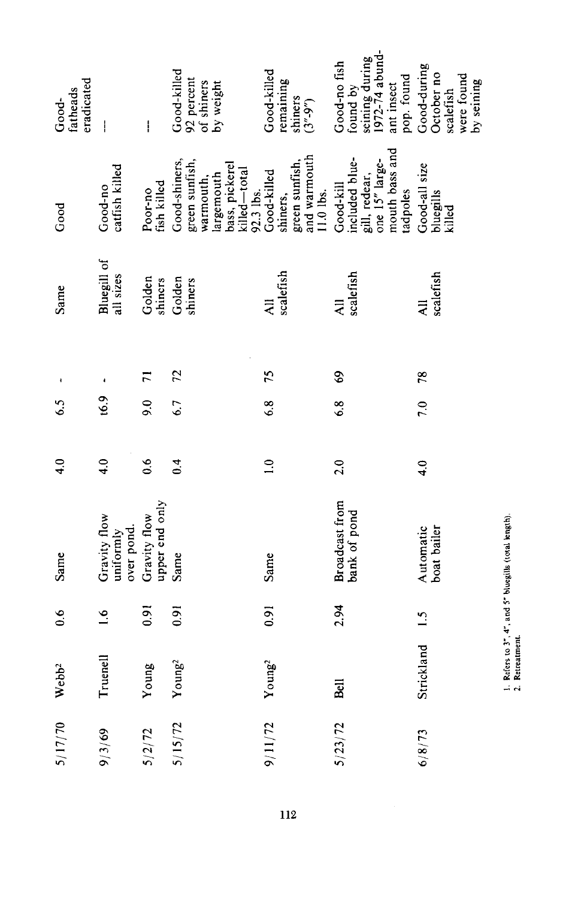| | | | | | | | | | | |
|---|---|---|---|---|---|---|---|---|---|---|
| 5/17/70 | Webb[2] | 0.6 | Same | 4.0 | 6.5 | - | Same | Good | Good-fatheads eradicated |
| 9/3/69 | Truenell | 1.6 | Gravity flow uniformly over pond. | 4.0 | t6.9 | - | Bluegill of all sizes | Good-no catfish killed | — |
| 5/2/72 | Young | 0.91 | Gravity flow upper end only | 0.6 | 9.0 | 71 | Golden shiners | Poor-no fish killed | — |
| 5/15/72 | Young[2] | 0.91 | Same | 0.4 | 6.7 | 72 | Golden shiners | Good-shiners, green sunfish, warmouth, largemouth bass, pickerel killed—total 92.3 lbs. | Good-killed 92 percent of shiners by weight |
| 9/11/72 | Young[2] | 0.91 | Same | 1.0 | 6.8 | 75 | All scalefish | Good-killed shiners, green sunfish, and warmouth 11.0 lbs. | Good-killed remaining shiners (3"-9") |
| 5/23/72 | Bell | 2.94 | Broadcast from bank of pond | 2.0 | 6.8 | 69 | All scalefish | Good-kill included bluegill, redear, one 15" largemouth bass and tadpoles | Good-no fish found by seining during 1972-74 abundant insect pop. found |
| 6/8/73 | Strickland | 1.5 | Automatic boat bailer | 4.0 | 7.0 | 78 | All scalefish | Good-all size bluegills killed | Good-during October no scalefish were found by seining |

1. Refers to 3", 4", and 5" bluegills (total length).
2. Retreatment.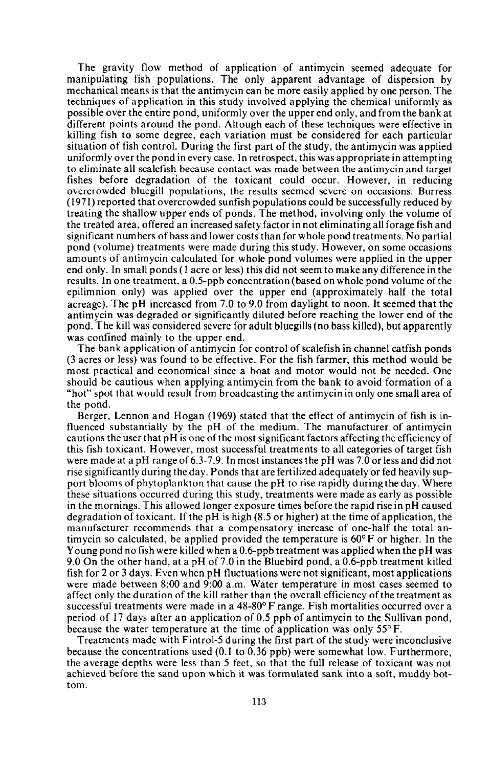The gravity flow method of application of antimycin seemed adequate for manipulating fish populations. The only apparent advantage of dispersion by mechanical means is that the antimycin can be more easily applied by one person. The techniques of application in this study involved applying the chemical uniformly as possible over the entire pond, uniformly over the upper end only, and from the bank at different points around the pond. Altough each of these techniques were effective in killing fish to some degree, each variation must be considered for each particular situation of fish control. During the first part of the study, the antimycin was applied uniformly over the pond in every case. In retrospect, this was appropriate in attempting to eliminate all scalefish because contact was made between the antimycin and target fishes before degradation of the toxicant could occur. However, in reducing overcrowded bluegill populations, the results seemed severe on occasions. Burress (1971) reported that overcrowded sunfish populations could be successfully reduced by treating the shallow upper ends of ponds. The method, involving only the volume of the treated area, offered an increased safety factor in not eliminating all forage fish and significant numbers of bass and lower costs than for whole pond treatments. No partial pond (volume) treatments were made during this study. However, on some occasions amounts of antimycin calculated for whole pond volumes were applied in the upper end only. In small ponds (1 acre or less) this did not seem to make any difference in the results. In one treatment, a 0.5-ppb concentration (based on whole pond volume of the epilimnion only) was applied over the upper end (approximately half the total acreage). The pH increased from 7.0 to 9.0 from daylight to noon. It seemed that the antimycin was degraded or significantly diluted before reaching the lower end of the pond. The kill was considered severe for adult bluegills (no bass killed), but apparently was confined mainly to the upper end.

The bank application of antimycin for control of scalefish in channel catfish ponds (3 acres or less) was found to be effective. For the fish farmer, this method would be most practical and economical since a boat and motor would not be needed. One should be cautious when applying antimycin from the bank to avoid formation of a "hot" spot that would result from broadcasting the antimycin in only one small area of the pond.

Berger, Lennon and Hogan (1969) stated that the effect of antimycin of fish is influenced substantially by the pH of the medium. The manufacturer of antimycin cautions the user that pH is one of the most significant factors affecting the efficiency of this fish toxicant. However, most successful treatments to all categories of target fish were made at a pH range of 6.3-7.9. In most instances the pH was 7.0 or less and did not rise significantly during the day. Ponds that are fertilized adequately or fed heavily support blooms of phytoplankton that cause the pH to rise rapidly during the day. Where these situations occurred during this study, treatments were made as early as possible in the mornings. This allowed longer exposure times before the rapid rise in pH caused degradation of toxicant. If the pH is high (8.5 or higher) at the time of application, the manufacturer recommends that a compensatory increase of one-half the total antimycin so calculated, be applied provided the temperature is 60° F or higher. In the Young pond no fish were killed when a 0.6-ppb treatment was applied when the pH was 9.0 On the other hand, at a pH of 7.0 in the Bluebird pond, a 0.6-ppb treatment killed fish for 2 or 3 days. Even when pH fluctuations were not significant, most applications were made between 8:00 and 9:00 a.m. Water temperature in most cases seemed to affect only the duration of the kill rather than the overall efficiency of the treatment as successful treatments were made in a 48-80° F range. Fish mortalities occurred over a period of 17 days after an application of 0.5 ppb of antimycin to the Sullivan pond, because the water temperature at the time of application was only 55° F.

Treatments made with Fintrol-5 during the first part of the study were inconclusive because the concentrations used (0.1 to 0.36 ppb) were somewhat low. Furthermore, the average depths were less than 5 feet, so that the full release of toxicant was not achieved before the sand upon which it was formulated sank into a soft, muddy bottom.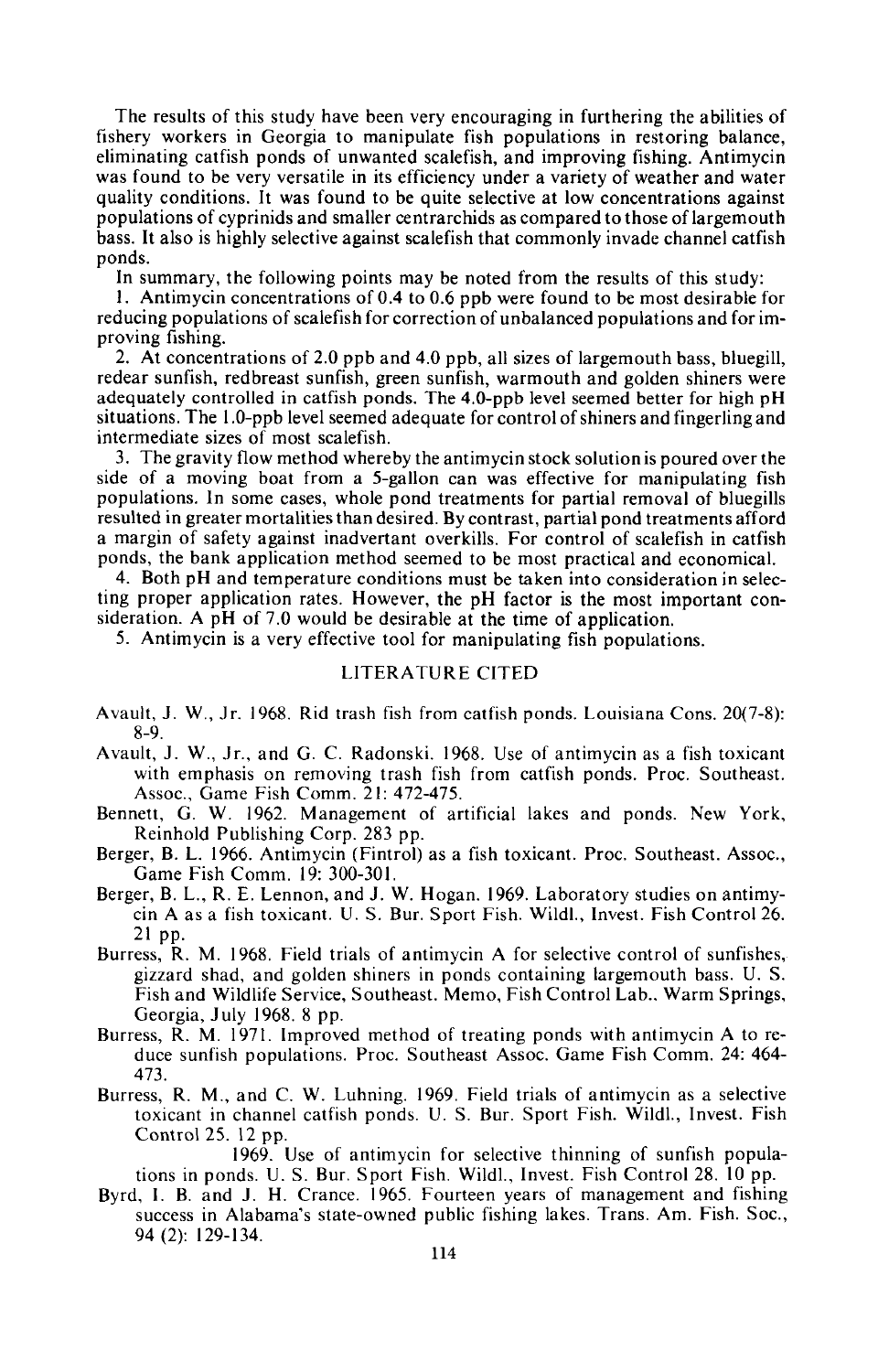The results of this study have been very encouraging in furthering the abilities of fishery workers in Georgia to manipulate fish populations in restoring balance, eliminating catfish ponds of unwanted scalefish, and improving fishing. Antimycin was found to be very versatile in its efficiency under a variety of weather and water quality conditions. It was found to be quite selective at low concentrations against populations of cyprinids and smaller centrarchids as compared to those of largemouth bass. It also is highly selective against scalefish that commonly invade channel catfish ponds.

In summary, the following points may be noted from the results of this study:

1. Antimycin concentrations of 0.4 to 0.6 ppb were found to be most desirable for reducing populations of scalefish for correction of unbalanced populations and for improving fishing.
2. At concentrations of 2.0 ppb and 4.0 ppb, all sizes of largemouth bass, bluegill, redear sunfish, redbreast sunfish, green sunfish, warmouth and golden shiners were adequately controlled in catfish ponds. The 4.0-ppb level seemed better for high pH situations. The 1.0-ppb level seemed adequate for control of shiners and fingerling and intermediate sizes of most scalefish.
3. The gravity flow method whereby the antimycin stock solution is poured over the side of a moving boat from a 5-gallon can was effective for manipulating fish populations. In some cases, whole pond treatments for partial removal of bluegills resulted in greater mortalities than desired. By contrast, partial pond treatments afford a margin of safety against inadvertant overkills. For control of scalefish in catfish ponds, the bank application method seemed to be most practical and economical.
4. Both pH and temperature conditions must be taken into consideration in selecting proper application rates. However, the pH factor is the most important consideration. A pH of 7.0 would be desirable at the time of application.
5. Antimycin is a very effective tool for manipulating fish populations.

## LITERATURE CITED

Avault, J. W., Jr. 1968. Rid trash fish from catfish ponds. Louisiana Cons. 20(7-8): 8-9.

Avault, J. W., Jr., and G. C. Radonski. 1968. Use of antimycin as a fish toxicant with emphasis on removing trash fish from catfish ponds. Proc. Southeast. Assoc., Game Fish Comm. 21: 472-475.

Bennett, G. W. 1962. Management of artificial lakes and ponds. New York, Reinhold Publishing Corp. 283 pp.

Berger, B. L. 1966. Antimycin (Fintrol) as a fish toxicant. Proc. Southeast. Assoc., Game Fish Comm. 19: 300-301.

Berger, B. L., R. E. Lennon, and J. W. Hogan. 1969. Laboratory studies on antimycin A as a fish toxicant. U. S. Bur. Sport Fish. Wildl., Invest. Fish Control 26. 21 pp.

Burress, R. M. 1968. Field trials of antimycin A for selective control of sunfishes, gizzard shad, and golden shiners in ponds containing largemouth bass. U. S. Fish and Wildlife Service, Southeast. Memo, Fish Control Lab., Warm Springs, Georgia, July 1968. 8 pp.

Burress, R. M. 1971. Improved method of treating ponds with antimycin A to reduce sunfish populations. Proc. Southeast Assoc. Game Fish Comm. 24: 464-473.

Burress, R. M., and C. W. Luhning. 1969. Field trials of antimycin as a selective toxicant in channel catfish ponds. U. S. Bur. Sport Fish. Wildl., Invest. Fish Control 25. 12 pp.

\_\_\_\_\_\_ 1969. Use of antimycin for selective thinning of sunfish populations in ponds. U. S. Bur. Sport Fish. Wildl., Invest. Fish Control 28. 10 pp.

Byrd, I. B. and J. H. Crance. 1965. Fourteen years of management and fishing success in Alabama's state-owned public fishing lakes. Trans. Am. Fish. Soc., 94 (2): 129-134.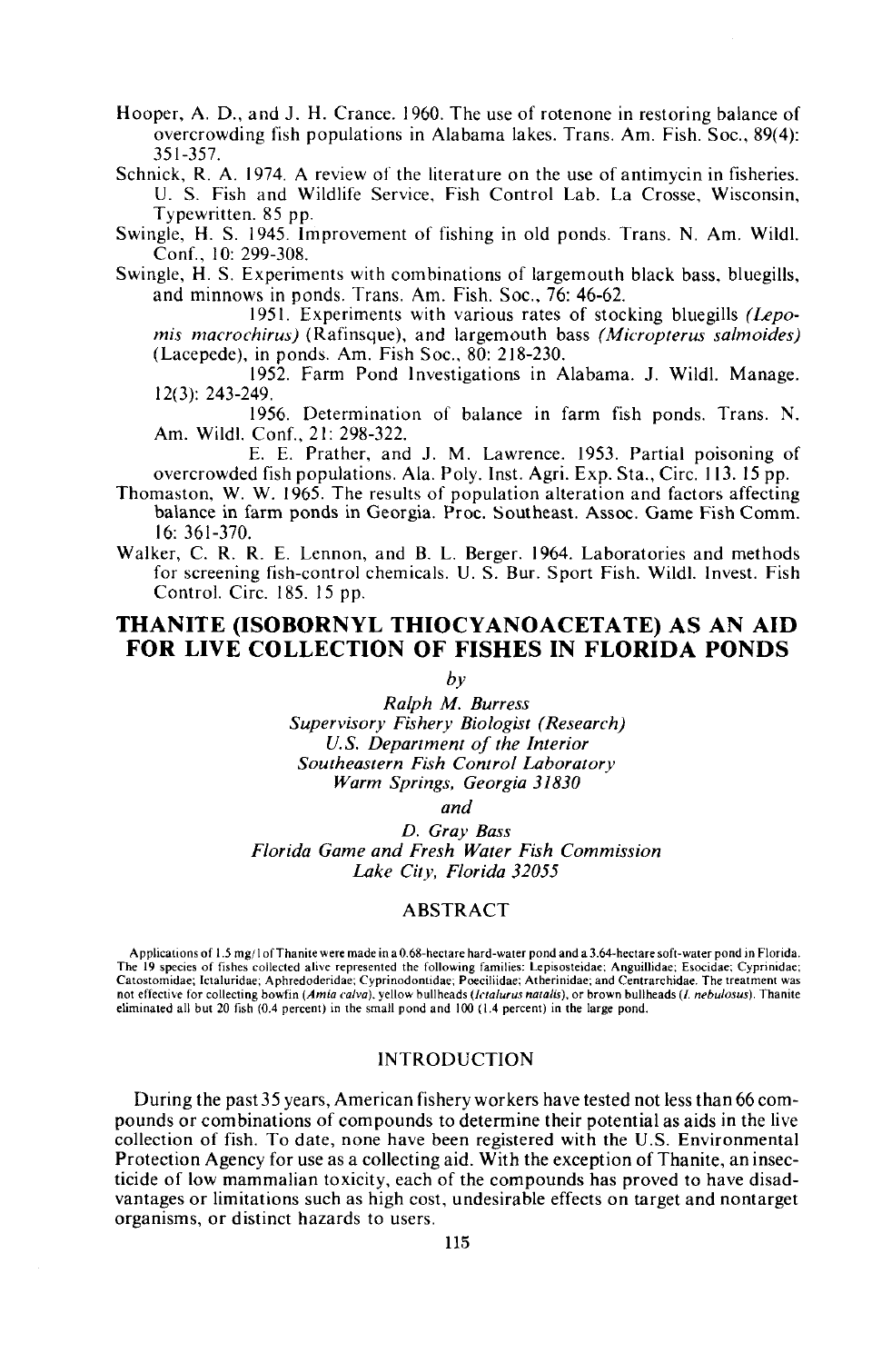Hooper, A. D., and J. H. Crance. 1960. The use of rotenone in restoring balance of overcrowding fish populations in Alabama lakes. Trans. Am. Fish. Soc., 89(4): 351-357.

Schnick, R. A. 1974. A review of the literature on the use of antimycin in fisheries. U. S. Fish and Wildlife Service, Fish Control Lab. La Crosse, Wisconsin, Typewritten. 85 pp.

Swingle, H. S. 1945. Improvement of fishing in old ponds. Trans. N. Am. Wildl. Conf., 10: 299-308.

Swingle, H. S. Experiments with combinations of largemouth black bass, bluegills, and minnows in ponds. Trans. Am. Fish. Soc., 76: 46-62.

1951. Experiments with various rates of stocking bluegills *(Lepomis macrochirus)* (Rafinsque), and largemouth bass *(Micropterus salmoides)* (Lacepede), in ponds. Am. Fish Soc., 80: 218-230.

1952. Farm Pond Investigations in Alabama. J. Wildl. Manage. 12(3): 243-249.

1956. Determination of balance in farm fish ponds. Trans. N. Am. Wildl. Conf., 21: 298-322.

E. E. Prather, and J. M. Lawrence. 1953. Partial poisoning of overcrowded fish populations. Ala. Poly. Inst. Agri. Exp. Sta., Circ. 113. 15 pp.

Thomaston, W. W. 1965. The results of population alteration and factors affecting balance in farm ponds in Georgia. Proc. Southeast. Assoc. Game Fish Comm. 16: 361-370.

Walker, C. R. R. E. Lennon, and B. L. Berger. 1964. Laboratories and methods for screening fish-control chemicals. U. S. Bur. Sport Fish. Wildl. Invest. Fish Control. Circ. 185. 15 pp.

# THANITE (ISOBORNYL THIOCYANOACETATE) AS AN AID FOR LIVE COLLECTION OF FISHES IN FLORIDA PONDS

*by*

*Ralph M. Burress*
*Supervisory Fishery Biologist (Research)*
*U.S. Department of the Interior*
*Southeastern Fish Control Laboratory*
*Warm Springs, Georgia 31830*

*and*

*D. Gray Bass*
*Florida Game and Fresh Water Fish Commission*
*Lake City, Florida 32055*

## ABSTRACT

Applications of 1.5 mg/l of Thanite were made in a 0.68-hectare hard-water pond and a 3.64-hectare soft-water pond in Florida. The 19 species of fishes collected alive represented the following families: Lepisosteidae; Anguillidae; Esocidae; Cyprinidae; Catostomidae; Ictaluridae; Aphredoderidae; Cyprinodontidae; Poeciliidae; Atherinidae; and Centrarchidae. The treatment was not effective for collecting bowfin *(Amia calva)*, yellow bullheads *(Ictalurus natalis)*, or brown bullheads *(I. nebulosus)*. Thanite eliminated all but 20 fish (0.4 percent) in the small pond and 100 (1.4 percent) in the large pond.

## INTRODUCTION

During the past 35 years, American fishery workers have tested not less than 66 compounds or combinations of compounds to determine their potential as aids in the live collection of fish. To date, none have been registered with the U.S. Environmental Protection Agency for use as a collecting aid. With the exception of Thanite, an insecticide of low mammalian toxicity, each of the compounds has proved to have disadvantages or limitations such as high cost, undesirable effects on target and nontarget organisms, or distinct hazards to users.